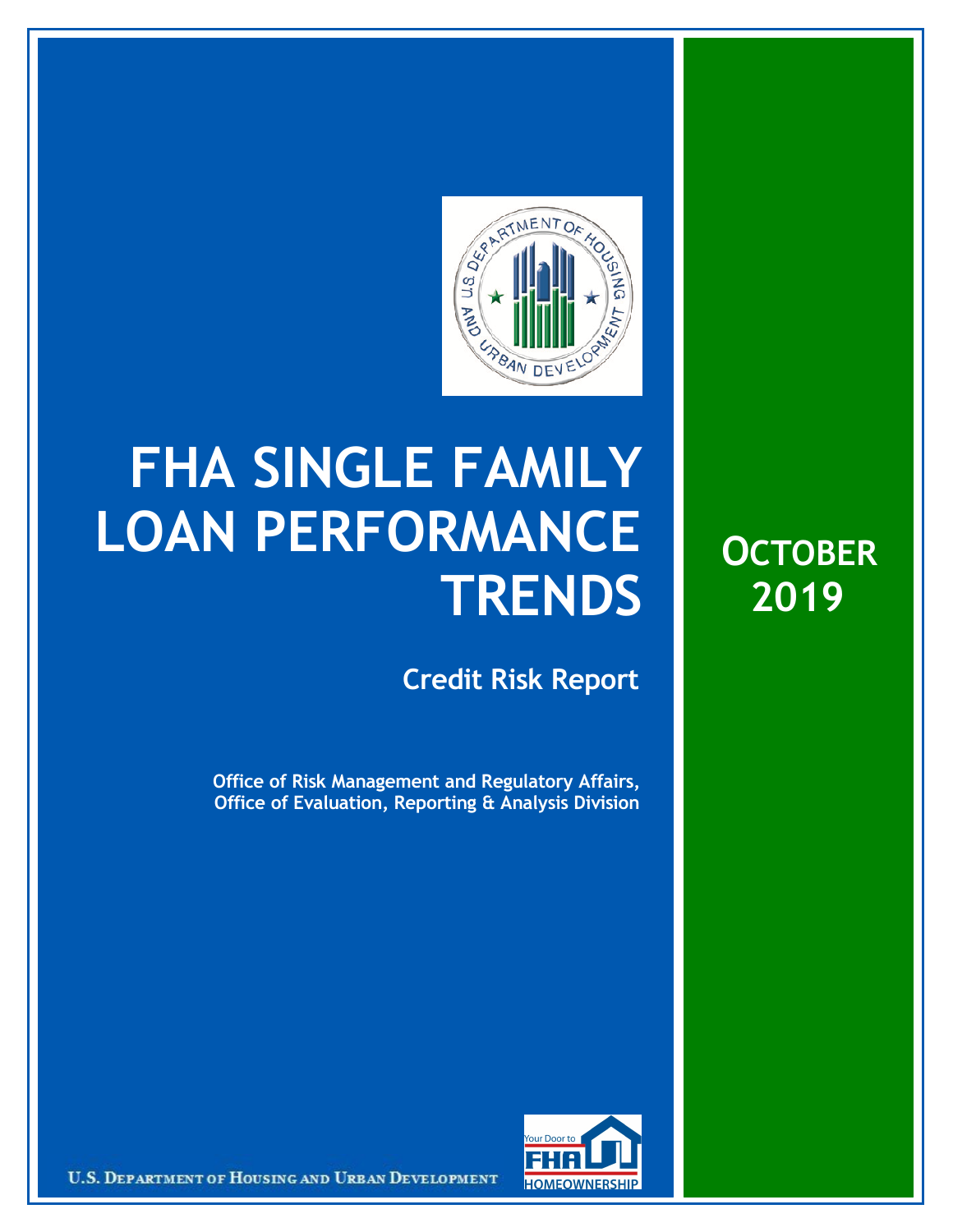# FHA SINGLE FAMILY LOAN PERFORMANCE TRENDS

## Credit Risk Report

**Office of Risk Management and Regulatory Affairs, Office of Evaluation, Reporting & Analysis Division**

**OCTOBER 2019**

U.S. DEPARTMENT OF HOUSING AND URBAN DEVELOPMENT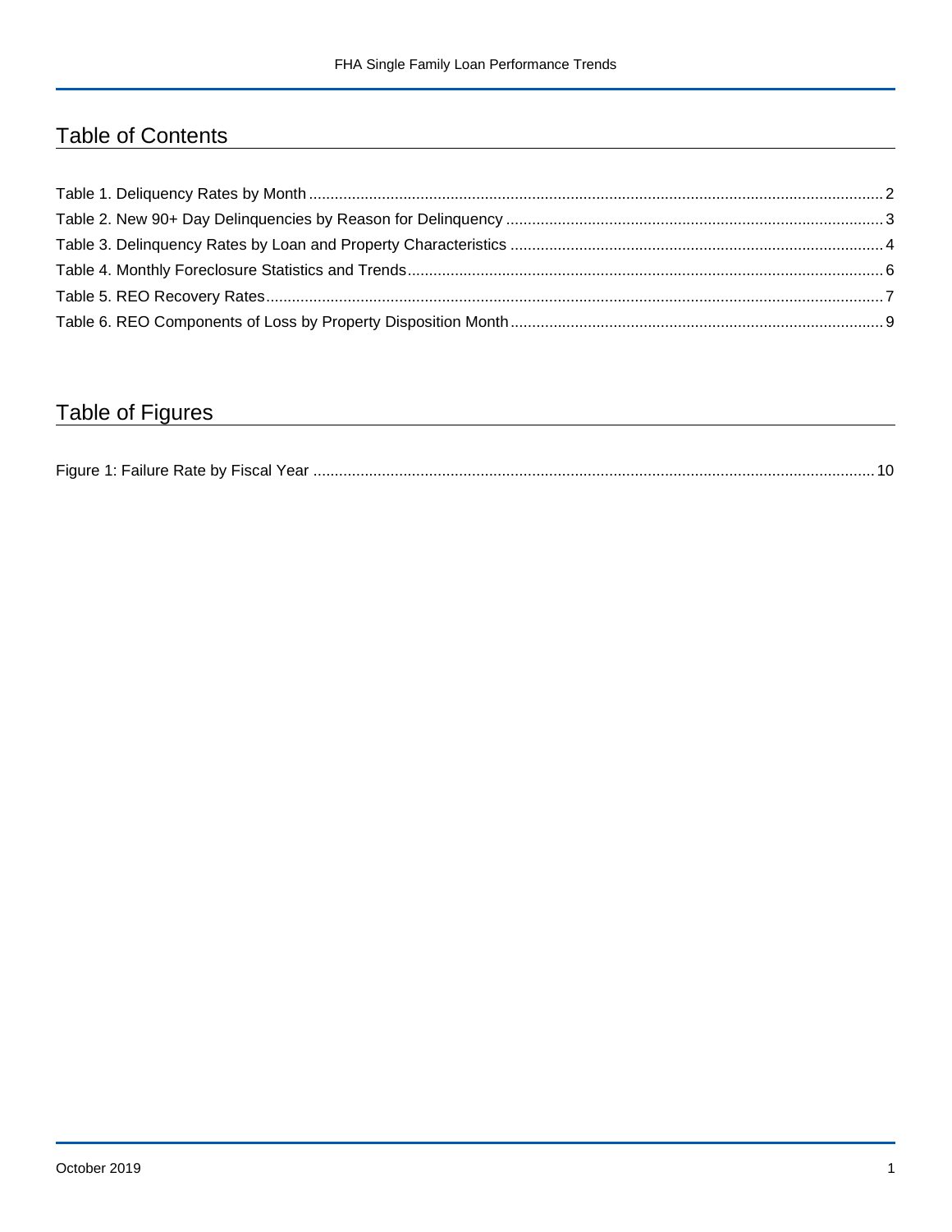# Table of Contents

Table 1. Deliquency Rates by Month ..... 2
Table 2. New 90+ Day Delinquencies by Reason for Delinquency ..... 3
Table 3. Delinquency Rates by Loan and Property Characteristics ..... 4
Table 4. Monthly Foreclosure Statistics and Trends ..... 6
Table 5. REO Recovery Rates ..... 7
Table 6. REO Components of Loss by Property Disposition Month ..... 9

# Table of Figures

Figure 1: Failure Rate by Fiscal Year ..... 10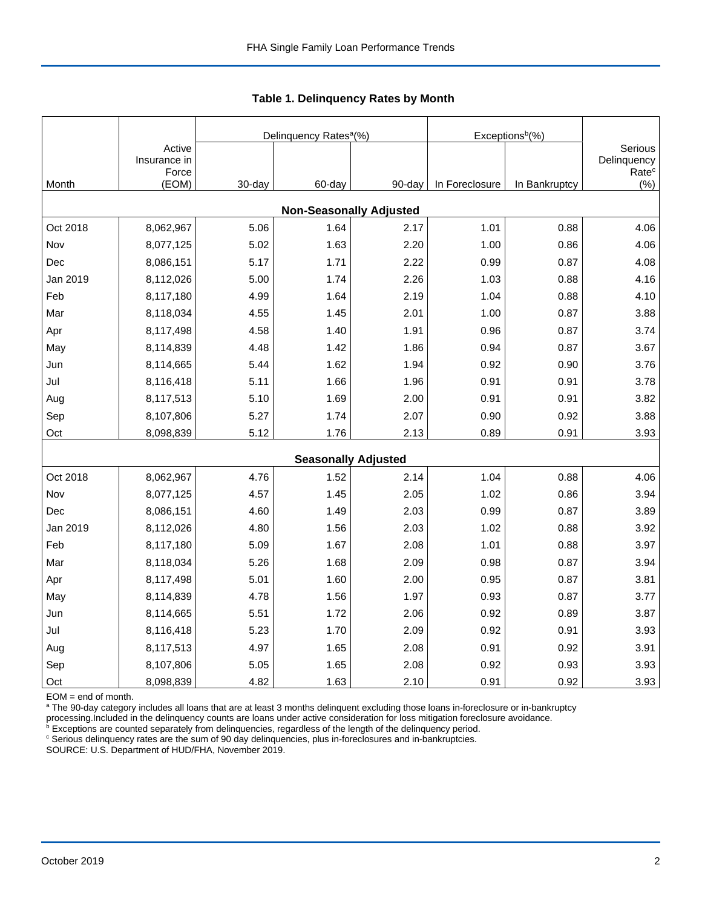## Table 1. Delinquency Rates by Month

| Month | Active Insurance in Force (EOM) | Delinquency Rates[a](%) | | | Exceptions[b](%) | | Serious Delinquency Rate[c] (%) |
|---|---|---|---|---|---|---|---|
| | | 30-day | 60-day | 90-day | In Foreclosure | In Bankruptcy | |
| **Non-Seasonally Adjusted** | | | | | | | |
| Oct 2018 | 8,062,967 | 5.06 | 1.64 | 2.17 | 1.01 | 0.88 | 4.06 |
| Nov | 8,077,125 | 5.02 | 1.63 | 2.20 | 1.00 | 0.86 | 4.06 |
| Dec | 8,086,151 | 5.17 | 1.71 | 2.22 | 0.99 | 0.87 | 4.08 |
| Jan 2019 | 8,112,026 | 5.00 | 1.74 | 2.26 | 1.03 | 0.88 | 4.16 |
| Feb | 8,117,180 | 4.99 | 1.64 | 2.19 | 1.04 | 0.88 | 4.10 |
| Mar | 8,118,034 | 4.55 | 1.45 | 2.01 | 1.00 | 0.87 | 3.88 |
| Apr | 8,117,498 | 4.58 | 1.40 | 1.91 | 0.96 | 0.87 | 3.74 |
| May | 8,114,839 | 4.48 | 1.42 | 1.86 | 0.94 | 0.87 | 3.67 |
| Jun | 8,114,665 | 5.44 | 1.62 | 1.94 | 0.92 | 0.90 | 3.76 |
| Jul | 8,116,418 | 5.11 | 1.66 | 1.96 | 0.91 | 0.91 | 3.78 |
| Aug | 8,117,513 | 5.10 | 1.69 | 2.00 | 0.91 | 0.91 | 3.82 |
| Sep | 8,107,806 | 5.27 | 1.74 | 2.07 | 0.90 | 0.92 | 3.88 |
| Oct | 8,098,839 | 5.12 | 1.76 | 2.13 | 0.89 | 0.91 | 3.93 |
| **Seasonally Adjusted** | | | | | | | |
| Oct 2018 | 8,062,967 | 4.76 | 1.52 | 2.14 | 1.04 | 0.88 | 4.06 |
| Nov | 8,077,125 | 4.57 | 1.45 | 2.05 | 1.02 | 0.86 | 3.94 |
| Dec | 8,086,151 | 4.60 | 1.49 | 2.03 | 0.99 | 0.87 | 3.89 |
| Jan 2019 | 8,112,026 | 4.80 | 1.56 | 2.03 | 1.02 | 0.88 | 3.92 |
| Feb | 8,117,180 | 5.09 | 1.67 | 2.08 | 1.01 | 0.88 | 3.97 |
| Mar | 8,118,034 | 5.26 | 1.68 | 2.09 | 0.98 | 0.87 | 3.94 |
| Apr | 8,117,498 | 5.01 | 1.60 | 2.00 | 0.95 | 0.87 | 3.81 |
| May | 8,114,839 | 4.78 | 1.56 | 1.97 | 0.93 | 0.87 | 3.77 |
| Jun | 8,114,665 | 5.51 | 1.72 | 2.06 | 0.92 | 0.89 | 3.87 |
| Jul | 8,116,418 | 5.23 | 1.70 | 2.09 | 0.92 | 0.91 | 3.93 |
| Aug | 8,117,513 | 4.97 | 1.65 | 2.08 | 0.91 | 0.92 | 3.91 |
| Sep | 8,107,806 | 5.05 | 1.65 | 2.08 | 0.92 | 0.93 | 3.93 |
| Oct | 8,098,839 | 4.82 | 1.63 | 2.10 | 0.91 | 0.92 | 3.93 |

EOM = end of month.

[a] The 90-day category includes all loans that are at least 3 months delinquent excluding those loans in-foreclosure or in-bankruptcy processing.Included in the delinquency counts are loans under active consideration for loss mitigation foreclosure avoidance.

[b] Exceptions are counted separately from delinquencies, regardless of the length of the delinquency period.

[c] Serious delinquency rates are the sum of 90 day delinquencies, plus in-foreclosures and in-bankruptcies.

SOURCE: U.S. Department of HUD/FHA, November 2019.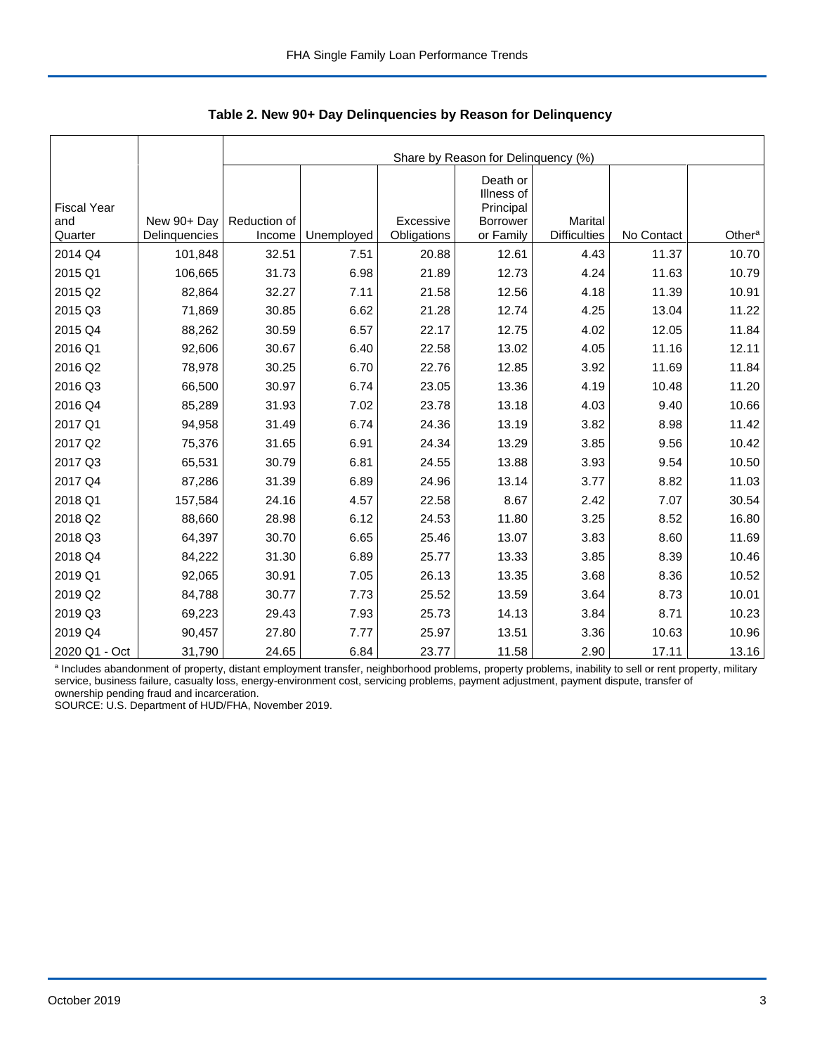**Table 2. New 90+ Day Delinquencies by Reason for Delinquency**

| | | Share by Reason for Delinquency (%) | | | | | | |
|---|---|---|---|---|---|---|---|---|
| Fiscal Year and Quarter | New 90+ Day Delinquencies | Reduction of Income | Unemployed | Excessive Obligations | Death or Illness of Principal Borrower or Family | Marital Difficulties | No Contact | Other[a] |
| 2014 Q4 | 101,848 | 32.51 | 7.51 | 20.88 | 12.61 | 4.43 | 11.37 | 10.70 |
| 2015 Q1 | 106,665 | 31.73 | 6.98 | 21.89 | 12.73 | 4.24 | 11.63 | 10.79 |
| 2015 Q2 | 82,864 | 32.27 | 7.11 | 21.58 | 12.56 | 4.18 | 11.39 | 10.91 |
| 2015 Q3 | 71,869 | 30.85 | 6.62 | 21.28 | 12.74 | 4.25 | 13.04 | 11.22 |
| 2015 Q4 | 88,262 | 30.59 | 6.57 | 22.17 | 12.75 | 4.02 | 12.05 | 11.84 |
| 2016 Q1 | 92,606 | 30.67 | 6.40 | 22.58 | 13.02 | 4.05 | 11.16 | 12.11 |
| 2016 Q2 | 78,978 | 30.25 | 6.70 | 22.76 | 12.85 | 3.92 | 11.69 | 11.84 |
| 2016 Q3 | 66,500 | 30.97 | 6.74 | 23.05 | 13.36 | 4.19 | 10.48 | 11.20 |
| 2016 Q4 | 85,289 | 31.93 | 7.02 | 23.78 | 13.18 | 4.03 | 9.40 | 10.66 |
| 2017 Q1 | 94,958 | 31.49 | 6.74 | 24.36 | 13.19 | 3.82 | 8.98 | 11.42 |
| 2017 Q2 | 75,376 | 31.65 | 6.91 | 24.34 | 13.29 | 3.85 | 9.56 | 10.42 |
| 2017 Q3 | 65,531 | 30.79 | 6.81 | 24.55 | 13.88 | 3.93 | 9.54 | 10.50 |
| 2017 Q4 | 87,286 | 31.39 | 6.89 | 24.96 | 13.14 | 3.77 | 8.82 | 11.03 |
| 2018 Q1 | 157,584 | 24.16 | 4.57 | 22.58 | 8.67 | 2.42 | 7.07 | 30.54 |
| 2018 Q2 | 88,660 | 28.98 | 6.12 | 24.53 | 11.80 | 3.25 | 8.52 | 16.80 |
| 2018 Q3 | 64,397 | 30.70 | 6.65 | 25.46 | 13.07 | 3.83 | 8.60 | 11.69 |
| 2018 Q4 | 84,222 | 31.30 | 6.89 | 25.77 | 13.33 | 3.85 | 8.39 | 10.46 |
| 2019 Q1 | 92,065 | 30.91 | 7.05 | 26.13 | 13.35 | 3.68 | 8.36 | 10.52 |
| 2019 Q2 | 84,788 | 30.77 | 7.73 | 25.52 | 13.59 | 3.64 | 8.73 | 10.01 |
| 2019 Q3 | 69,223 | 29.43 | 7.93 | 25.73 | 14.13 | 3.84 | 8.71 | 10.23 |
| 2019 Q4 | 90,457 | 27.80 | 7.77 | 25.97 | 13.51 | 3.36 | 10.63 | 10.96 |
| 2020 Q1 - Oct | 31,790 | 24.65 | 6.84 | 23.77 | 11.58 | 2.90 | 17.11 | 13.16 |

[a] Includes abandonment of property, distant employment transfer, neighborhood problems, property problems, inability to sell or rent property, military service, business failure, casualty loss, energy-environment cost, servicing problems, payment adjustment, payment dispute, transfer of ownership pending fraud and incarceration.

SOURCE: U.S. Department of HUD/FHA, November 2019.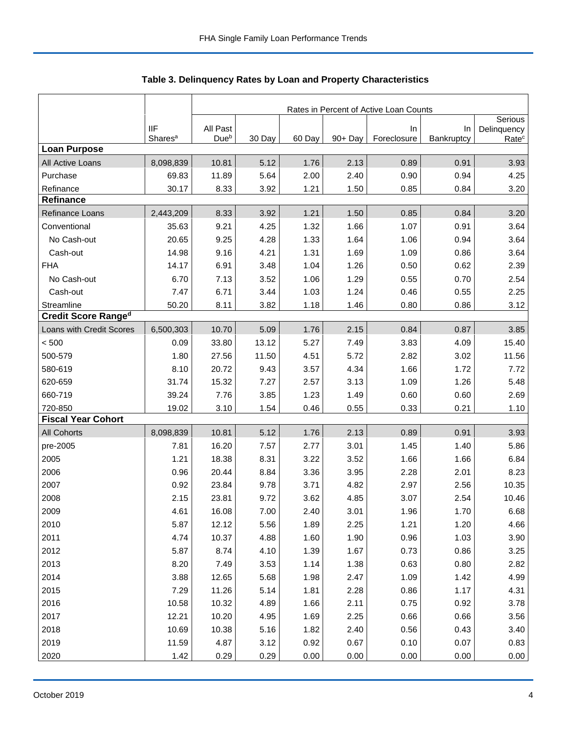## Table 3. Delinquency Rates by Loan and Property Characteristics

| | | Rates in Percent of Active Loan Counts | | | | | | |
|---|---|---|---|---|---|---|---|---|
| | IIF Shares[a] | All Past Due[b] | 30 Day | 60 Day | 90+ Day | In Foreclosure | In Bankruptcy | Serious Delinquency Rate[c] |
| **Loan Purpose** | | | | | | | | |
| All Active Loans | 8,098,839 | 10.81 | 5.12 | 1.76 | 2.13 | 0.89 | 0.91 | 3.93 |
| Purchase | 69.83 | 11.89 | 5.64 | 2.00 | 2.40 | 0.90 | 0.94 | 4.25 |
| Refinance | 30.17 | 8.33 | 3.92 | 1.21 | 1.50 | 0.85 | 0.84 | 3.20 |
| **Refinance** | | | | | | | | |
| Refinance Loans | 2,443,209 | 8.33 | 3.92 | 1.21 | 1.50 | 0.85 | 0.84 | 3.20 |
| Conventional | 35.63 | 9.21 | 4.25 | 1.32 | 1.66 | 1.07 | 0.91 | 3.64 |
| No Cash-out | 20.65 | 9.25 | 4.28 | 1.33 | 1.64 | 1.06 | 0.94 | 3.64 |
| Cash-out | 14.98 | 9.16 | 4.21 | 1.31 | 1.69 | 1.09 | 0.86 | 3.64 |
| FHA | 14.17 | 6.91 | 3.48 | 1.04 | 1.26 | 0.50 | 0.62 | 2.39 |
| No Cash-out | 6.70 | 7.13 | 3.52 | 1.06 | 1.29 | 0.55 | 0.70 | 2.54 |
| Cash-out | 7.47 | 6.71 | 3.44 | 1.03 | 1.24 | 0.46 | 0.55 | 2.25 |
| Streamline | 50.20 | 8.11 | 3.82 | 1.18 | 1.46 | 0.80 | 0.86 | 3.12 |
| **Credit Score Range[d]** | | | | | | | | |
| Loans with Credit Scores | 6,500,303 | 10.70 | 5.09 | 1.76 | 2.15 | 0.84 | 0.87 | 3.85 |
| < 500 | 0.09 | 33.80 | 13.12 | 5.27 | 7.49 | 3.83 | 4.09 | 15.40 |
| 500-579 | 1.80 | 27.56 | 11.50 | 4.51 | 5.72 | 2.82 | 3.02 | 11.56 |
| 580-619 | 8.10 | 20.72 | 9.43 | 3.57 | 4.34 | 1.66 | 1.72 | 7.72 |
| 620-659 | 31.74 | 15.32 | 7.27 | 2.57 | 3.13 | 1.09 | 1.26 | 5.48 |
| 660-719 | 39.24 | 7.76 | 3.85 | 1.23 | 1.49 | 0.60 | 0.60 | 2.69 |
| 720-850 | 19.02 | 3.10 | 1.54 | 0.46 | 0.55 | 0.33 | 0.21 | 1.10 |
| **Fiscal Year Cohort** | | | | | | | | |
| All Cohorts | 8,098,839 | 10.81 | 5.12 | 1.76 | 2.13 | 0.89 | 0.91 | 3.93 |
| pre-2005 | 7.81 | 16.20 | 7.57 | 2.77 | 3.01 | 1.45 | 1.40 | 5.86 |
| 2005 | 1.21 | 18.38 | 8.31 | 3.22 | 3.52 | 1.66 | 1.66 | 6.84 |
| 2006 | 0.96 | 20.44 | 8.84 | 3.36 | 3.95 | 2.28 | 2.01 | 8.23 |
| 2007 | 0.92 | 23.84 | 9.78 | 3.71 | 4.82 | 2.97 | 2.56 | 10.35 |
| 2008 | 2.15 | 23.81 | 9.72 | 3.62 | 4.85 | 3.07 | 2.54 | 10.46 |
| 2009 | 4.61 | 16.08 | 7.00 | 2.40 | 3.01 | 1.96 | 1.70 | 6.68 |
| 2010 | 5.87 | 12.12 | 5.56 | 1.89 | 2.25 | 1.21 | 1.20 | 4.66 |
| 2011 | 4.74 | 10.37 | 4.88 | 1.60 | 1.90 | 0.96 | 1.03 | 3.90 |
| 2012 | 5.87 | 8.74 | 4.10 | 1.39 | 1.67 | 0.73 | 0.86 | 3.25 |
| 2013 | 8.20 | 7.49 | 3.53 | 1.14 | 1.38 | 0.63 | 0.80 | 2.82 |
| 2014 | 3.88 | 12.65 | 5.68 | 1.98 | 2.47 | 1.09 | 1.42 | 4.99 |
| 2015 | 7.29 | 11.26 | 5.14 | 1.81 | 2.28 | 0.86 | 1.17 | 4.31 |
| 2016 | 10.58 | 10.32 | 4.89 | 1.66 | 2.11 | 0.75 | 0.92 | 3.78 |
| 2017 | 12.21 | 10.20 | 4.95 | 1.69 | 2.25 | 0.66 | 0.66 | 3.56 |
| 2018 | 10.69 | 10.38 | 5.16 | 1.82 | 2.40 | 0.56 | 0.43 | 3.40 |
| 2019 | 11.59 | 4.87 | 3.12 | 0.92 | 0.67 | 0.10 | 0.07 | 0.83 |
| 2020 | 1.42 | 0.29 | 0.29 | 0.00 | 0.00 | 0.00 | 0.00 | 0.00 |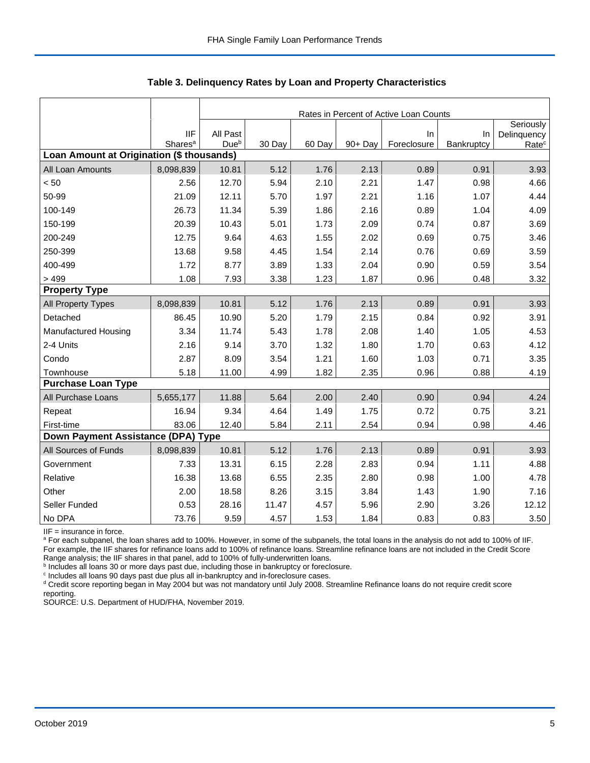**Table 3. Delinquency Rates by Loan and Property Characteristics**

| | | Rates in Percent of Active Loan Counts | | | | | | |
|---|---|---|---|---|---|---|---|---|
| | IIF Shares[a] | All Past Due[b] | 30 Day | 60 Day | 90+ Day | In Foreclosure | In Bankruptcy | Seriously Delinquency Rate[c] |
| **Loan Amount at Origination ($ thousands)** | | | | | | | | |
| All Loan Amounts | 8,098,839 | 10.81 | 5.12 | 1.76 | 2.13 | 0.89 | 0.91 | 3.93 |
| < 50 | 2.56 | 12.70 | 5.94 | 2.10 | 2.21 | 1.47 | 0.98 | 4.66 |
| 50-99 | 21.09 | 12.11 | 5.70 | 1.97 | 2.21 | 1.16 | 1.07 | 4.44 |
| 100-149 | 26.73 | 11.34 | 5.39 | 1.86 | 2.16 | 0.89 | 1.04 | 4.09 |
| 150-199 | 20.39 | 10.43 | 5.01 | 1.73 | 2.09 | 0.74 | 0.87 | 3.69 |
| 200-249 | 12.75 | 9.64 | 4.63 | 1.55 | 2.02 | 0.69 | 0.75 | 3.46 |
| 250-399 | 13.68 | 9.58 | 4.45 | 1.54 | 2.14 | 0.76 | 0.69 | 3.59 |
| 400-499 | 1.72 | 8.77 | 3.89 | 1.33 | 2.04 | 0.90 | 0.59 | 3.54 |
| > 499 | 1.08 | 7.93 | 3.38 | 1.23 | 1.87 | 0.96 | 0.48 | 3.32 |
| **Property Type** | | | | | | | | |
| All Property Types | 8,098,839 | 10.81 | 5.12 | 1.76 | 2.13 | 0.89 | 0.91 | 3.93 |
| Detached | 86.45 | 10.90 | 5.20 | 1.79 | 2.15 | 0.84 | 0.92 | 3.91 |
| Manufactured Housing | 3.34 | 11.74 | 5.43 | 1.78 | 2.08 | 1.40 | 1.05 | 4.53 |
| 2-4 Units | 2.16 | 9.14 | 3.70 | 1.32 | 1.80 | 1.70 | 0.63 | 4.12 |
| Condo | 2.87 | 8.09 | 3.54 | 1.21 | 1.60 | 1.03 | 0.71 | 3.35 |
| Townhouse | 5.18 | 11.00 | 4.99 | 1.82 | 2.35 | 0.96 | 0.88 | 4.19 |
| **Purchase Loan Type** | | | | | | | | |
| All Purchase Loans | 5,655,177 | 11.88 | 5.64 | 2.00 | 2.40 | 0.90 | 0.94 | 4.24 |
| Repeat | 16.94 | 9.34 | 4.64 | 1.49 | 1.75 | 0.72 | 0.75 | 3.21 |
| First-time | 83.06 | 12.40 | 5.84 | 2.11 | 2.54 | 0.94 | 0.98 | 4.46 |
| **Down Payment Assistance (DPA) Type** | | | | | | | | |
| All Sources of Funds | 8,098,839 | 10.81 | 5.12 | 1.76 | 2.13 | 0.89 | 0.91 | 3.93 |
| Government | 7.33 | 13.31 | 6.15 | 2.28 | 2.83 | 0.94 | 1.11 | 4.88 |
| Relative | 16.38 | 13.68 | 6.55 | 2.35 | 2.80 | 0.98 | 1.00 | 4.78 |
| Other | 2.00 | 18.58 | 8.26 | 3.15 | 3.84 | 1.43 | 1.90 | 7.16 |
| Seller Funded | 0.53 | 28.16 | 11.47 | 4.57 | 5.96 | 2.90 | 3.26 | 12.12 |
| No DPA | 73.76 | 9.59 | 4.57 | 1.53 | 1.84 | 0.83 | 0.83 | 3.50 |

IIF = insurance in force.

[a] For each subpanel, the loan shares add to 100%. However, in some of the subpanels, the total loans in the analysis do not add to 100% of IIF. For example, the IIF shares for refinance loans add to 100% of refinance loans. Streamline refinance loans are not included in the Credit Score Range analysis; the IIF shares in that panel, add to 100% of fully-underwritten loans.

[b] Includes all loans 30 or more days past due, including those in bankruptcy or foreclosure.

[c] Includes all loans 90 days past due plus all in-bankruptcy and in-foreclosure cases.

[d] Credit score reporting began in May 2004 but was not mandatory until July 2008. Streamline Refinance loans do not require credit score reporting.

SOURCE: U.S. Department of HUD/FHA, November 2019.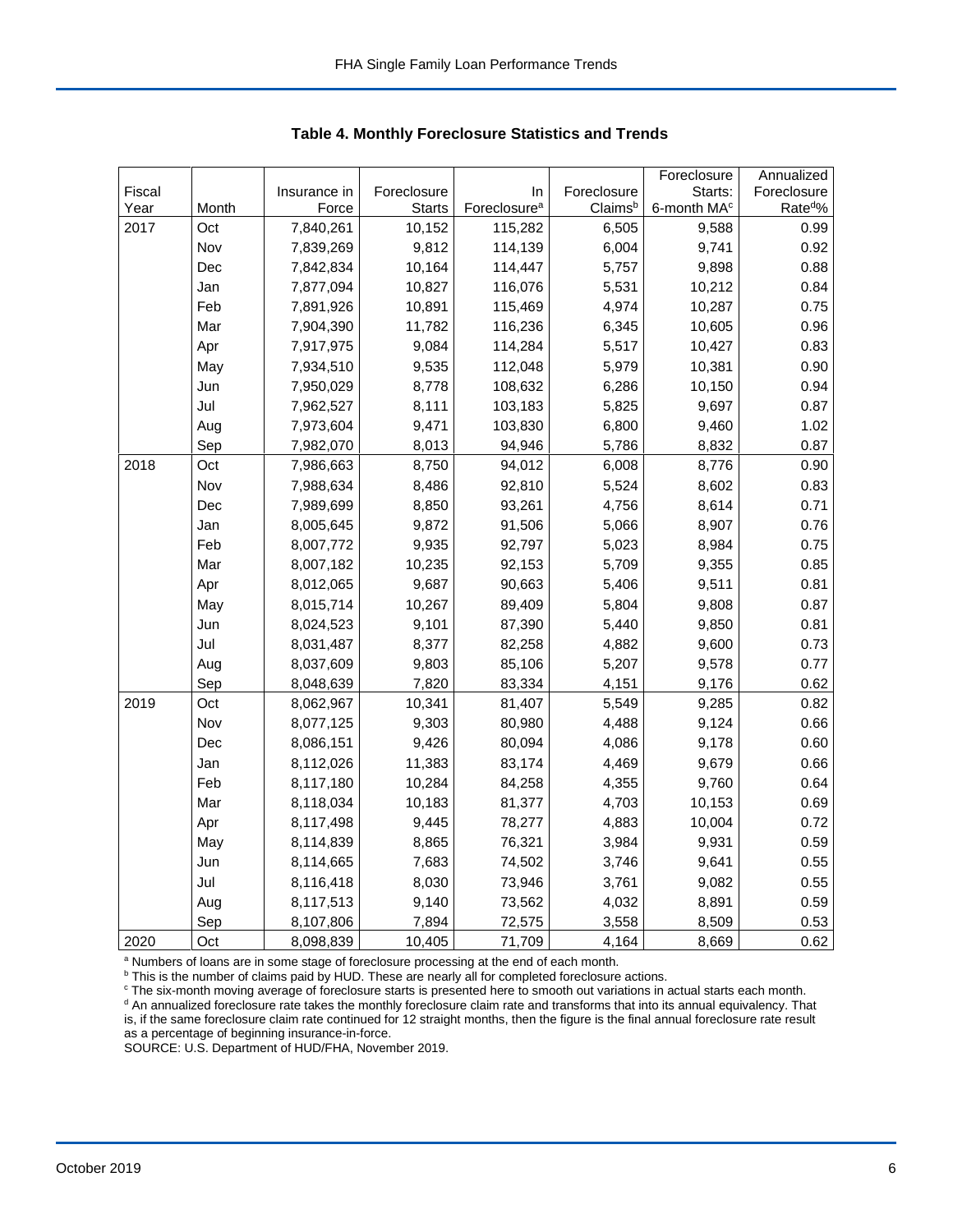## Table 4. Monthly Foreclosure Statistics and Trends

| Fiscal Year | Month | Insurance in Force | Foreclosure Starts | In Foreclosure[a] | Foreclosure Claims[b] | Foreclosure Starts: 6-month MA[c] | Annualized Foreclosure Rate[d]% |
|---|---|---|---|---|---|---|---|
| 2017 | Oct | 7,840,261 | 10,152 | 115,282 | 6,505 | 9,588 | 0.99 |
| | Nov | 7,839,269 | 9,812 | 114,139 | 6,004 | 9,741 | 0.92 |
| | Dec | 7,842,834 | 10,164 | 114,447 | 5,757 | 9,898 | 0.88 |
| | Jan | 7,877,094 | 10,827 | 116,076 | 5,531 | 10,212 | 0.84 |
| | Feb | 7,891,926 | 10,891 | 115,469 | 4,974 | 10,287 | 0.75 |
| | Mar | 7,904,390 | 11,782 | 116,236 | 6,345 | 10,605 | 0.96 |
| | Apr | 7,917,975 | 9,084 | 114,284 | 5,517 | 10,427 | 0.83 |
| | May | 7,934,510 | 9,535 | 112,048 | 5,979 | 10,381 | 0.90 |
| | Jun | 7,950,029 | 8,778 | 108,632 | 6,286 | 10,150 | 0.94 |
| | Jul | 7,962,527 | 8,111 | 103,183 | 5,825 | 9,697 | 0.87 |
| | Aug | 7,973,604 | 9,471 | 103,830 | 6,800 | 9,460 | 1.02 |
| | Sep | 7,982,070 | 8,013 | 94,946 | 5,786 | 8,832 | 0.87 |
| 2018 | Oct | 7,986,663 | 8,750 | 94,012 | 6,008 | 8,776 | 0.90 |
| | Nov | 7,988,634 | 8,486 | 92,810 | 5,524 | 8,602 | 0.83 |
| | Dec | 7,989,699 | 8,850 | 93,261 | 4,756 | 8,614 | 0.71 |
| | Jan | 8,005,645 | 9,872 | 91,506 | 5,066 | 8,907 | 0.76 |
| | Feb | 8,007,772 | 9,935 | 92,797 | 5,023 | 8,984 | 0.75 |
| | Mar | 8,007,182 | 10,235 | 92,153 | 5,709 | 9,355 | 0.85 |
| | Apr | 8,012,065 | 9,687 | 90,663 | 5,406 | 9,511 | 0.81 |
| | May | 8,015,714 | 10,267 | 89,409 | 5,804 | 9,808 | 0.87 |
| | Jun | 8,024,523 | 9,101 | 87,390 | 5,440 | 9,850 | 0.81 |
| | Jul | 8,031,487 | 8,377 | 82,258 | 4,882 | 9,600 | 0.73 |
| | Aug | 8,037,609 | 9,803 | 85,106 | 5,207 | 9,578 | 0.77 |
| | Sep | 8,048,639 | 7,820 | 83,334 | 4,151 | 9,176 | 0.62 |
| 2019 | Oct | 8,062,967 | 10,341 | 81,407 | 5,549 | 9,285 | 0.82 |
| | Nov | 8,077,125 | 9,303 | 80,980 | 4,488 | 9,124 | 0.66 |
| | Dec | 8,086,151 | 9,426 | 80,094 | 4,086 | 9,178 | 0.60 |
| | Jan | 8,112,026 | 11,383 | 83,174 | 4,469 | 9,679 | 0.66 |
| | Feb | 8,117,180 | 10,284 | 84,258 | 4,355 | 9,760 | 0.64 |
| | Mar | 8,118,034 | 10,183 | 81,377 | 4,703 | 10,153 | 0.69 |
| | Apr | 8,117,498 | 9,445 | 78,277 | 4,883 | 10,004 | 0.72 |
| | May | 8,114,839 | 8,865 | 76,321 | 3,984 | 9,931 | 0.59 |
| | Jun | 8,114,665 | 7,683 | 74,502 | 3,746 | 9,641 | 0.55 |
| | Jul | 8,116,418 | 8,030 | 73,946 | 3,761 | 9,082 | 0.55 |
| | Aug | 8,117,513 | 9,140 | 73,562 | 4,032 | 8,891 | 0.59 |
| | Sep | 8,107,806 | 7,894 | 72,575 | 3,558 | 8,509 | 0.53 |
| 2020 | Oct | 8,098,839 | 10,405 | 71,709 | 4,164 | 8,669 | 0.62 |

[a] Numbers of loans are in some stage of foreclosure processing at the end of each month.
[b] This is the number of claims paid by HUD. These are nearly all for completed foreclosure actions.
[c] The six-month moving average of foreclosure starts is presented here to smooth out variations in actual starts each month.
[d] An annualized foreclosure rate takes the monthly foreclosure claim rate and transforms that into its annual equivalency. That is, if the same foreclosure claim rate continued for 12 straight months, then the figure is the final annual foreclosure rate result as a percentage of beginning insurance-in-force.
SOURCE: U.S. Department of HUD/FHA, November 2019.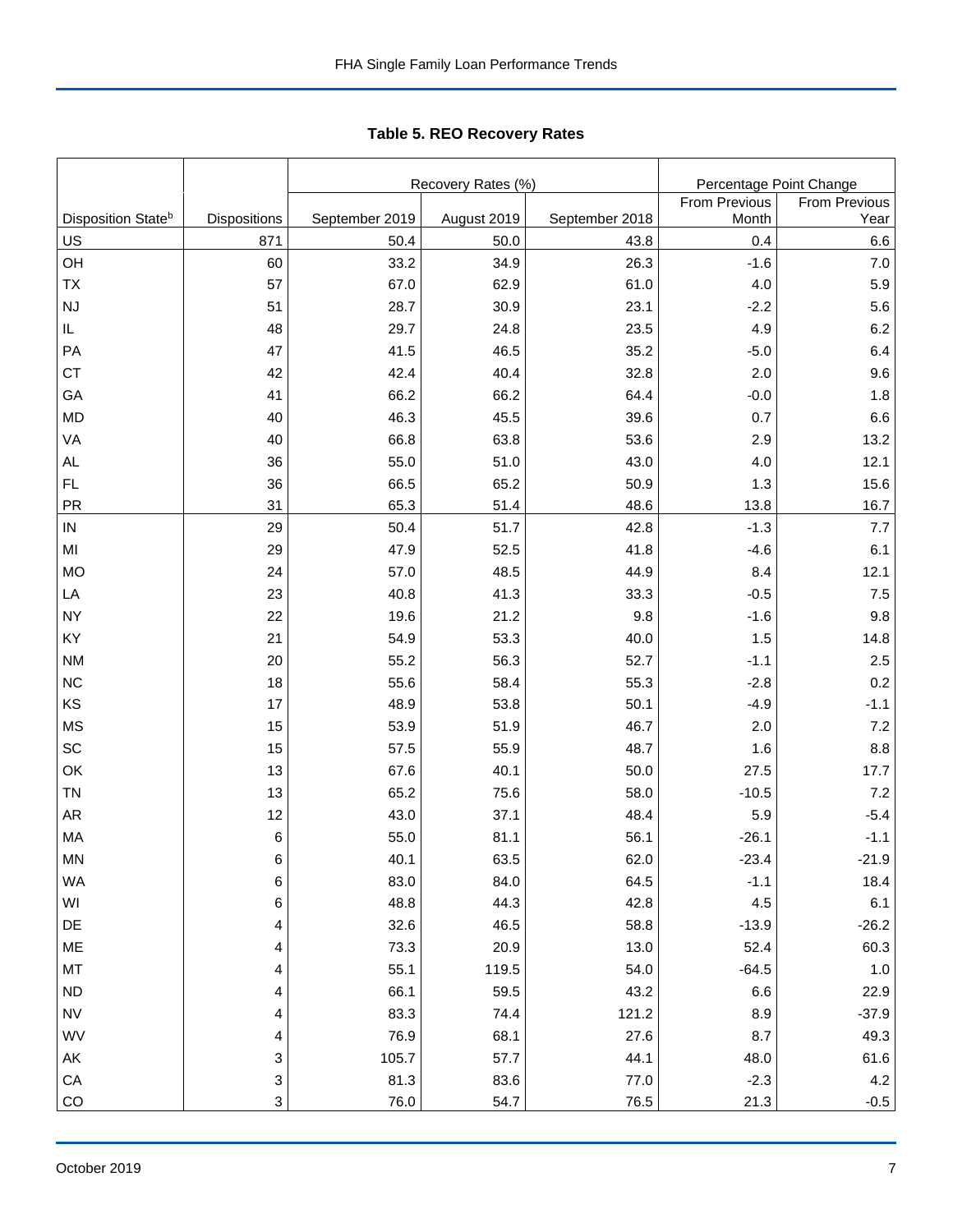**Table 5. REO Recovery Rates**

| | | Recovery Rates (%) | | | Percentage Point Change | |
|---|---|---|---|---|---|---|
| Disposition State[b] | Dispositions | September 2019 | August 2019 | September 2018 | From Previous Month | From Previous Year |
| US | 871 | 50.4 | 50.0 | 43.8 | 0.4 | 6.6 |
| OH | 60 | 33.2 | 34.9 | 26.3 | -1.6 | 7.0 |
| TX | 57 | 67.0 | 62.9 | 61.0 | 4.0 | 5.9 |
| NJ | 51 | 28.7 | 30.9 | 23.1 | -2.2 | 5.6 |
| IL | 48 | 29.7 | 24.8 | 23.5 | 4.9 | 6.2 |
| PA | 47 | 41.5 | 46.5 | 35.2 | -5.0 | 6.4 |
| CT | 42 | 42.4 | 40.4 | 32.8 | 2.0 | 9.6 |
| GA | 41 | 66.2 | 66.2 | 64.4 | -0.0 | 1.8 |
| MD | 40 | 46.3 | 45.5 | 39.6 | 0.7 | 6.6 |
| VA | 40 | 66.8 | 63.8 | 53.6 | 2.9 | 13.2 |
| AL | 36 | 55.0 | 51.0 | 43.0 | 4.0 | 12.1 |
| FL | 36 | 66.5 | 65.2 | 50.9 | 1.3 | 15.6 |
| PR | 31 | 65.3 | 51.4 | 48.6 | 13.8 | 16.7 |
| IN | 29 | 50.4 | 51.7 | 42.8 | -1.3 | 7.7 |
| MI | 29 | 47.9 | 52.5 | 41.8 | -4.6 | 6.1 |
| MO | 24 | 57.0 | 48.5 | 44.9 | 8.4 | 12.1 |
| LA | 23 | 40.8 | 41.3 | 33.3 | -0.5 | 7.5 |
| NY | 22 | 19.6 | 21.2 | 9.8 | -1.6 | 9.8 |
| KY | 21 | 54.9 | 53.3 | 40.0 | 1.5 | 14.8 |
| NM | 20 | 55.2 | 56.3 | 52.7 | -1.1 | 2.5 |
| NC | 18 | 55.6 | 58.4 | 55.3 | -2.8 | 0.2 |
| KS | 17 | 48.9 | 53.8 | 50.1 | -4.9 | -1.1 |
| MS | 15 | 53.9 | 51.9 | 46.7 | 2.0 | 7.2 |
| SC | 15 | 57.5 | 55.9 | 48.7 | 1.6 | 8.8 |
| OK | 13 | 67.6 | 40.1 | 50.0 | 27.5 | 17.7 |
| TN | 13 | 65.2 | 75.6 | 58.0 | -10.5 | 7.2 |
| AR | 12 | 43.0 | 37.1 | 48.4 | 5.9 | -5.4 |
| MA | 6 | 55.0 | 81.1 | 56.1 | -26.1 | -1.1 |
| MN | 6 | 40.1 | 63.5 | 62.0 | -23.4 | -21.9 |
| WA | 6 | 83.0 | 84.0 | 64.5 | -1.1 | 18.4 |
| WI | 6 | 48.8 | 44.3 | 42.8 | 4.5 | 6.1 |
| DE | 4 | 32.6 | 46.5 | 58.8 | -13.9 | -26.2 |
| ME | 4 | 73.3 | 20.9 | 13.0 | 52.4 | 60.3 |
| MT | 4 | 55.1 | 119.5 | 54.0 | -64.5 | 1.0 |
| ND | 4 | 66.1 | 59.5 | 43.2 | 6.6 | 22.9 |
| NV | 4 | 83.3 | 74.4 | 121.2 | 8.9 | -37.9 |
| WV | 4 | 76.9 | 68.1 | 27.6 | 8.7 | 49.3 |
| AK | 3 | 105.7 | 57.7 | 44.1 | 48.0 | 61.6 |
| CA | 3 | 81.3 | 83.6 | 77.0 | -2.3 | 4.2 |
| CO | 3 | 76.0 | 54.7 | 76.5 | 21.3 | -0.5 |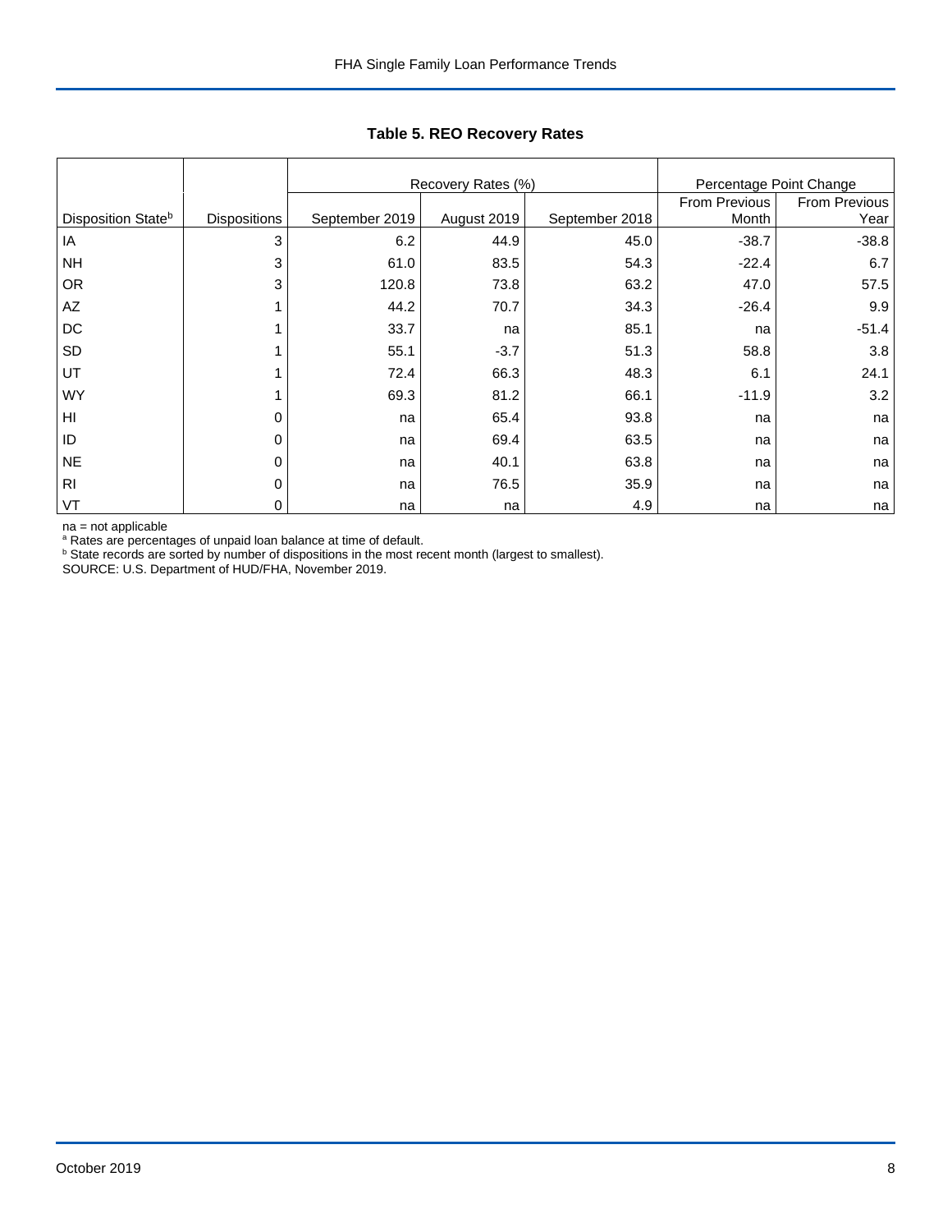**Table 5. REO Recovery Rates**

| Disposition State[b] | Dispositions | Recovery Rates (%) | | | Percentage Point Change | |
|---|---|---|---|---|---|---|
| | | September 2019 | August 2019 | September 2018 | From Previous Month | From Previous Year |
| IA | 3 | 6.2 | 44.9 | 45.0 | -38.7 | -38.8 |
| NH | 3 | 61.0 | 83.5 | 54.3 | -22.4 | 6.7 |
| OR | 3 | 120.8 | 73.8 | 63.2 | 47.0 | 57.5 |
| AZ | 1 | 44.2 | 70.7 | 34.3 | -26.4 | 9.9 |
| DC | 1 | 33.7 | na | 85.1 | na | -51.4 |
| SD | 1 | 55.1 | -3.7 | 51.3 | 58.8 | 3.8 |
| UT | 1 | 72.4 | 66.3 | 48.3 | 6.1 | 24.1 |
| WY | 1 | 69.3 | 81.2 | 66.1 | -11.9 | 3.2 |
| HI | 0 | na | 65.4 | 93.8 | na | na |
| ID | 0 | na | 69.4 | 63.5 | na | na |
| NE | 0 | na | 40.1 | 63.8 | na | na |
| RI | 0 | na | 76.5 | 35.9 | na | na |
| VT | 0 | na | na | 4.9 | na | na |

na = not applicable
[a] Rates are percentages of unpaid loan balance at time of default.
[b] State records are sorted by number of dispositions in the most recent month (largest to smallest).
SOURCE: U.S. Department of HUD/FHA, November 2019.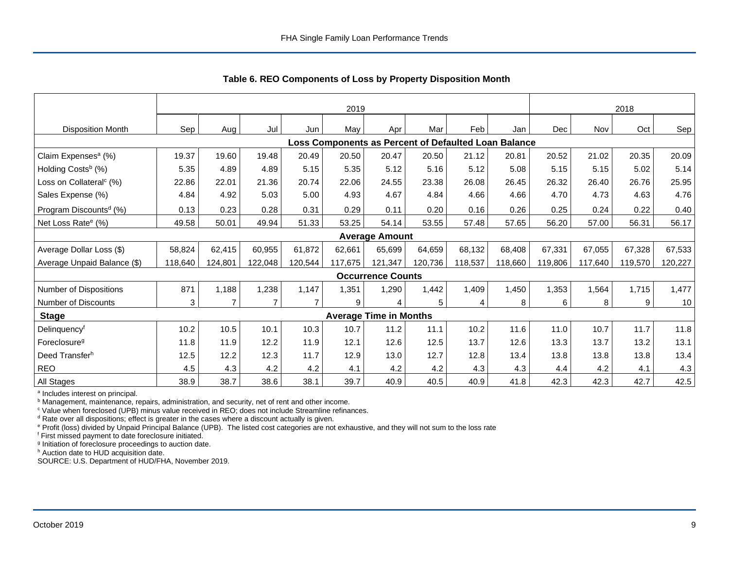**Table 6. REO Components of Loss by Property Disposition Month**

| | 2019 | | | | | | | | | 2018 | | | |
|---|---|---|---|---|---|---|---|---|---|---|---|---|---|
| Disposition Month | Sep | Aug | Jul | Jun | May | Apr | Mar | Feb | Jan | Dec | Nov | Oct | Sep |
| **Loss Components as Percent of Defaulted Loan Balance** | | | | | | | | | | | | | |
| Claim Expenses[a] (%) | 19.37 | 19.60 | 19.48 | 20.49 | 20.50 | 20.47 | 20.50 | 21.12 | 20.81 | 20.52 | 21.02 | 20.35 | 20.09 |
| Holding Costs[b] (%) | 5.35 | 4.89 | 4.89 | 5.15 | 5.35 | 5.12 | 5.16 | 5.12 | 5.08 | 5.15 | 5.15 | 5.02 | 5.14 |
| Loss on Collateral[c] (%) | 22.86 | 22.01 | 21.36 | 20.74 | 22.06 | 24.55 | 23.38 | 26.08 | 26.45 | 26.32 | 26.40 | 26.76 | 25.95 |
| Sales Expense (%) | 4.84 | 4.92 | 5.03 | 5.00 | 4.93 | 4.67 | 4.84 | 4.66 | 4.66 | 4.70 | 4.73 | 4.63 | 4.76 |
| Program Discounts[d] (%) | 0.13 | 0.23 | 0.28 | 0.31 | 0.29 | 0.11 | 0.20 | 0.16 | 0.26 | 0.25 | 0.24 | 0.22 | 0.40 |
| Net Loss Rate[e] (%) | 49.58 | 50.01 | 49.94 | 51.33 | 53.25 | 54.14 | 53.55 | 57.48 | 57.65 | 56.20 | 57.00 | 56.31 | 56.17 |
| **Average Amount** | | | | | | | | | | | | | |
| Average Dollar Loss ($) | 58,824 | 62,415 | 60,955 | 61,872 | 62,661 | 65,699 | 64,659 | 68,132 | 68,408 | 67,331 | 67,055 | 67,328 | 67,533 |
| Average Unpaid Balance ($) | 118,640 | 124,801 | 122,048 | 120,544 | 117,675 | 121,347 | 120,736 | 118,537 | 118,660 | 119,806 | 117,640 | 119,570 | 120,227 |
| **Occurrence Counts** | | | | | | | | | | | | | |
| Number of Dispositions | 871 | 1,188 | 1,238 | 1,147 | 1,351 | 1,290 | 1,442 | 1,409 | 1,450 | 1,353 | 1,564 | 1,715 | 1,477 |
| Number of Discounts | 3 | 7 | 7 | 7 | 9 | 4 | 5 | 4 | 8 | 6 | 8 | 9 | 10 |
| **Stage** — **Average Time in Months** | | | | | | | | | | | | | |
| Delinquency[f] | 10.2 | 10.5 | 10.1 | 10.3 | 10.7 | 11.2 | 11.1 | 10.2 | 11.6 | 11.0 | 10.7 | 11.7 | 11.8 |
| Foreclosure[g] | 11.8 | 11.9 | 12.2 | 11.9 | 12.1 | 12.6 | 12.5 | 13.7 | 12.6 | 13.3 | 13.7 | 13.2 | 13.1 |
| Deed Transfer[h] | 12.5 | 12.2 | 12.3 | 11.7 | 12.9 | 13.0 | 12.7 | 12.8 | 13.4 | 13.8 | 13.8 | 13.8 | 13.4 |
| REO | 4.5 | 4.3 | 4.2 | 4.2 | 4.1 | 4.2 | 4.2 | 4.3 | 4.3 | 4.4 | 4.2 | 4.1 | 4.3 |
| All Stages | 38.9 | 38.7 | 38.6 | 38.1 | 39.7 | 40.9 | 40.5 | 40.9 | 41.8 | 42.3 | 42.3 | 42.7 | 42.5 |

[a] Includes interest on principal.
[b] Management, maintenance, repairs, administration, and security, net of rent and other income.
[c] Value when foreclosed (UPB) minus value received in REO; does not include Streamline refinances.
[d] Rate over all dispositions; effect is greater in the cases where a discount actually is given.
[e] Profit (loss) divided by Unpaid Principal Balance (UPB). The listed cost categories are not exhaustive, and they will not sum to the loss rate
[f] First missed payment to date foreclosure initiated.
[g] Initiation of foreclosure proceedings to auction date.
[h] Auction date to HUD acquisition date.
SOURCE: U.S. Department of HUD/FHA, November 2019.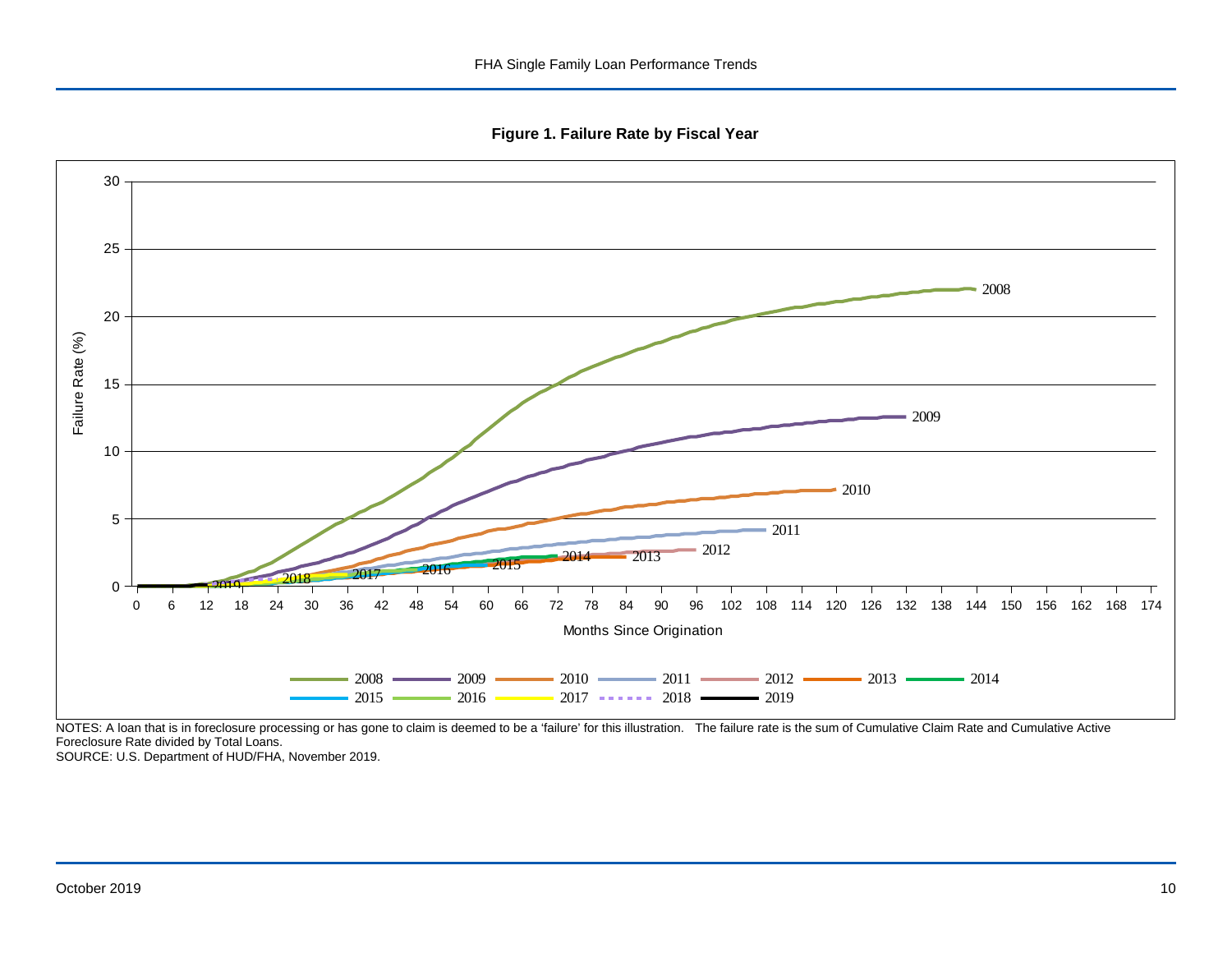**Figure 1. Failure Rate by Fiscal Year**

Failure Rate (%)

30
25
20
15
10
5
0

0 6 12 18 24 30 36 42 48 54 60 66 72 78 84 90 96 102 108 114 120 126 132 138 144 150 156 162 168 174

Months Since Origination

2008
2009
2010
2011
2012
2013
2014
2015
2016
2017
2018
2019

Legend: 2008, 2009, 2010, 2011, 2012, 2013, 2014, 2015, 2016, 2017, 2018, 2019

NOTES: A loan that is in foreclosure processing or has gone to claim is deemed to be a 'failure' for this illustration. The failure rate is the sum of Cumulative Claim Rate and Cumulative Active Foreclosure Rate divided by Total Loans.

SOURCE: U.S. Department of HUD/FHA, November 2019.